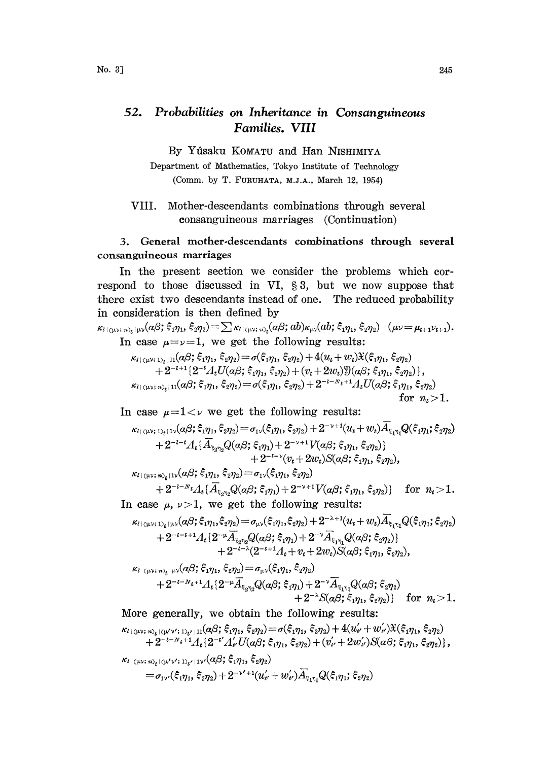# 52. Probabilities on Inheritance in Consanguineous Families. VIII

By Yûsaku KOMATU and Han NISHIMIYA

Department of Mathematics, Tokyo Institute of Technology

(Comm. by T. FURUHATA, M.J.A., March 12, 1954)

## VIII. Mother-descendants combinations through several consanguineous marriages (Continuation)

### 3. General mother-descendants combinations through several consanguineous marriages

In the present section we consider the problems which correspond to those discussed in VI, § 3, but we now suppose that there exist two descendants instead of one. The reduced probability in consideration is then defined by

$$\kappa_{l\,|\,(\mu\nu;\,n)_t\,|\,\mu\nu}(\alpha\beta;\,\xi_1\eta_1,\,\xi_2\eta_2)=\sum \kappa_{l\,|\,(\mu\nu;\,n)_t}(\alpha\beta;\,ab)\kappa_{\mu\nu}(ab;\,\xi_1\eta_1,\,\xi_2\eta_2)\quad(\mu\nu=\mu_{t+1}\nu_{t+1}).$$

In case $\mu=\nu=1$, we get the following results:

$$\kappa_{l\,|\,(\mu\nu;\,1)_t\,|\,11}(\alpha\beta;\,\xi_1\eta_1,\,\xi_2\eta_2)=\sigma(\xi_1\eta_1,\,\xi_2\eta_2)+4(u_t+w_t)\mathfrak{X}(\xi_1\eta_1,\,\xi_2\eta_2)$$
$$+2^{-l+1}\{2^{-t}\Lambda_t U(\alpha\beta;\,\xi_1\eta_1,\,\xi_2\eta_2)+(v_t+2w_t)\mathfrak{Y}(\alpha\beta;\,\xi_1\eta_1,\,\xi_2\eta_2)\},$$

$$\kappa_{l\,|\,(\mu\nu;\,n)_t\,|\,11}(\alpha\beta;\,\xi_1\eta_1,\,\xi_2\eta_2)=\sigma(\xi_1\eta_1,\,\xi_2\eta_2)+2^{-l-N_t+1}\Lambda_t U(\alpha\beta;\,\xi_1\eta_1,\,\xi_2\eta_2)\quad\text{for } n_t>1.$$

In case $\mu=1<\nu$ we get the following results:

$$\kappa_{l\,|\,(\mu\nu;\,1)_t\,|\,1\nu}(\alpha\beta;\,\xi_1\eta_1,\,\xi_2\eta_2)=\sigma_{1\nu}(\xi_1\eta_1,\,\xi_2\eta_2)+2^{-\nu+1}(u_t+w_t)\overline{A}_{\xi_1\eta_1}Q(\xi_1\eta_1;\,\xi_2\eta_2)$$
$$+2^{-l-t}\Lambda_t\{\overline{A}_{\xi_2\eta_2}Q(\alpha\beta;\,\xi_1\eta_1)+2^{-\nu+1}V(\alpha\beta;\,\xi_1\eta_1,\,\xi_2\eta_2)\}$$
$$+2^{-l-\nu}(v_t+2w_t)S(\alpha\beta;\,\xi_1\eta_1,\,\xi_2\eta_2),$$

$$\kappa_{l\,|\,(\mu\nu;\,n)_t\,|\,1\nu}(\alpha\beta;\,\xi_1\eta_1,\,\xi_2\eta_2)=\sigma_{1\nu}(\xi_1\eta_1,\,\xi_2\eta_2)$$
$$+2^{-l-N_t}\Lambda_t\{\overline{A}_{\xi_2\eta_2}Q(\alpha\beta;\,\xi_1\eta_1)+2^{-\nu+1}V(\alpha\beta;\,\xi_1\eta_1,\,\xi_2\eta_2)\}\quad\text{for } n_t>1.$$

In case $\mu,\ \nu>1$, we get the following results:

$$\kappa_{l\,|\,(\mu\nu;\,1)_t\,|\,\mu\nu}(\alpha\beta;\,\xi_1\eta_1,\xi_2\eta_2)=\sigma_{\mu\nu}(\xi_1\eta_1,\xi_2\eta_2)+2^{-\lambda+1}(u_t+w_t)\overline{A}_{\xi_1\eta_1}Q(\xi_1\eta_1;\,\xi_2\eta_2)$$
$$+2^{-l-t+1}\Lambda_t\{2^{-\mu}\overline{A}_{\xi_2\eta_2}Q(\alpha\beta;\,\xi_1\eta_1)+2^{-\nu}\overline{A}_{\xi_1\eta_1}Q(\alpha\beta;\,\xi_2\eta_2)\}$$
$$+2^{-l-\lambda}(2^{-t+1}\Lambda_t+v_t+2w_t)S(\alpha\beta;\,\xi_1\eta_1,\,\xi_2\eta_2),$$

$$\kappa_{l\,|\,(\mu\nu;\,n)_t\,|\,\mu\nu}(\alpha\beta;\,\xi_1\eta_1,\,\xi_2\eta_2)=\sigma_{\mu\nu}(\xi_1\eta_1,\,\xi_2\eta_2)$$
$$+2^{-l-N_t+1}\Lambda_t\{2^{-\mu}\overline{A}_{\xi_2\eta_2}Q(\alpha\beta;\,\xi_1\eta_1)+2^{-\nu}\overline{A}_{\xi_1\eta_1}Q(\alpha\beta;\,\xi_2\eta_2)$$
$$+2^{-\lambda}S(\alpha\beta;\,\xi_1\eta_1,\,\xi_2\eta_2)\}\quad\text{for } n_t>1.$$

More generally, we obtain the following results:

$$\kappa_{l\,|\,(\mu\nu;\,n)_t\,|\,(\mu'\nu';\,1)_{t'}\,|\,11}(\alpha\beta;\,\xi_1\eta_1,\,\xi_2\eta_2)=\sigma(\xi_1\eta_1,\,\xi_2\eta_2)+4(u'_{t'}+w'_{t'})\mathfrak{X}(\xi_1\eta_1,\,\xi_2\eta_2)$$
$$+2^{-l-N_t+1}\Lambda_t\{2^{-t'}\Lambda'_{t'}U(\alpha\beta;\,\xi_1\eta_1,\,\xi_2\eta_2)+(v'_{t'}+2w'_{t'})S(\alpha\beta;\,\xi_1\eta_1,\,\xi_2\eta_2)\},$$

$$\kappa_{l\,|\,(\mu\nu;\,n)_t\,|\,(\mu'\nu';\,1)_{t'}\,|\,1\nu'}(\alpha\beta;\,\xi_1\eta_1,\,\xi_2\eta_2)$$
$$=\sigma_{1\nu'}(\xi_1\eta_1,\,\xi_2\eta_2)+2^{-\nu'+1}(u'_{t'}+w'_{t'})\overline{A}_{\xi_1\eta_1}Q(\xi_1\eta_1;\,\xi_2\eta_2)$$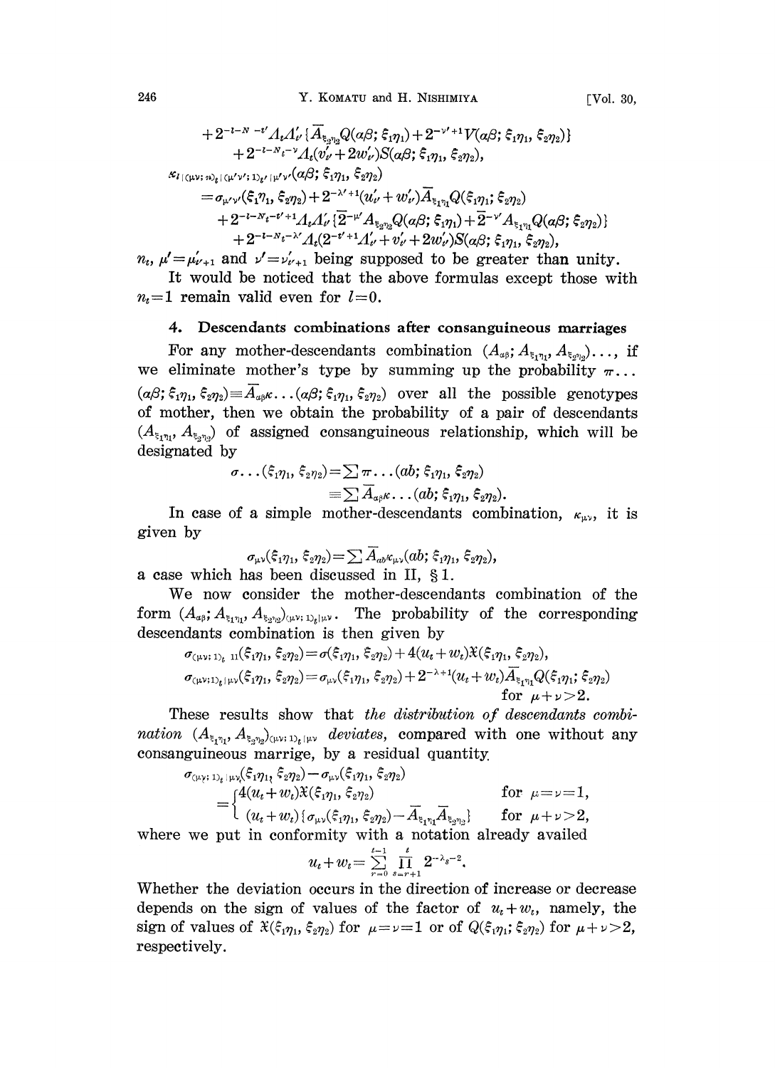$$+2^{-l-N-t'}\Lambda_t\Lambda'_{t'}\{\overline{A}_{\xi_2\eta_2}Q(\alpha\beta;\xi_1\eta_1)+2^{-\nu'+1}V(\alpha\beta;\xi_1\eta_1,\xi_2\eta_2)\}$$
$$+2^{-l-N_t-\nu}\Lambda_t(v'_{t'}+2w'_{t'})S(\alpha\beta;\xi_1\eta_1,\xi_2\eta_2),$$

$$\kappa_{l\,|\,(\mu\nu;\,n)_t\,|\,(\mu'\nu';\,1)_{t'}\,|\,\mu'\nu'}(\alpha\beta;\xi_1\eta_1,\xi_2\eta_2)$$
$$=\sigma_{\mu'\nu'}(\xi_1\eta_1,\xi_2\eta_2)+2^{-\lambda'+1}(u'_{t'}+w'_{t'})\overline{A}_{\xi_1\eta_1}Q(\xi_1\eta_1;\xi_2\eta_2)$$
$$+2^{-l-N_t-t'+1}\Lambda_t\Lambda'_{t'}\{\overline{2}^{-\mu'}A_{\xi_2\eta_2}Q(\alpha\beta;\xi_1\eta_1)+\overline{2}^{-\nu'}A_{\xi_1\eta_1}Q(\alpha\beta;\xi_2\eta_2)\}$$
$$+2^{-l-N_t-\lambda'}\Lambda_t(2^{-t'+1}\Lambda'_{t'}+v'_{t'}+2w'_{t'})S(\alpha\beta;\xi_1\eta_1,\xi_2\eta_2),$$

$n_t$, $\mu'=\mu'_{t'+1}$ and $\nu'=\nu'_{t'+1}$ being supposed to be greater than unity.

It would be noticed that the above formulas except those with $n_t=1$ remain valid even for $l=0$.

## 4. Descendants combinations after consanguineous marriages

For any mother-descendants combination $(A_{\alpha\beta};A_{\xi_1\eta_1},A_{\xi_2\eta_2})\ldots$, if we eliminate mother's type by summing up the probability $\pi\ldots(\alpha\beta;\xi_1\eta_1,\xi_2\eta_2)\equiv\overline{A}_{\alpha\beta}\kappa\ldots(\alpha\beta;\xi_1\eta_1,\xi_2\eta_2)$ over all the possible genotypes of mother, then we obtain the probability of a pair of descendants $(A_{\xi_1\eta_1},A_{\xi_2\eta_2})$ of assigned consanguineous relationship, which will be designated by

$$\sigma\ldots(\xi_1\eta_1,\xi_2\eta_2)=\sum\pi\ldots(ab;\xi_1\eta_1,\xi_2\eta_2)$$
$$\equiv\sum\overline{A}_{\alpha\beta}\kappa\ldots(ab;\xi_1\eta_1,\xi_2\eta_2).$$

In case of a simple mother-descendants combination, $\kappa_{\mu\nu}$, it is given by

$$\sigma_{\mu\nu}(\xi_1\eta_1,\xi_2\eta_2)=\sum\overline{A}_{ab}\kappa_{\mu\nu}(ab;\xi_1\eta_1,\xi_2\eta_2),$$

a case which has been discussed in II, §1.

We now consider the mother-descendants combination of the form $(A_{\alpha\beta};A_{\xi_1\eta_1},A_{\xi_2\eta_2})_{(\mu\nu;\,1)_t\,|\,\mu\nu}$. The probability of the corresponding descendants combination is then given by

$$\sigma_{(\mu\nu;\,1)_t\,|\,11}(\xi_1\eta_1,\xi_2\eta_2)=\sigma(\xi_1\eta_1,\xi_2\eta_2)+4(u_t+w_t)\mathfrak{X}(\xi_1\eta_1,\xi_2\eta_2),$$
$$\sigma_{(\mu\nu;\,1)_t\,|\,\mu\nu}(\xi_1\eta_1,\xi_2\eta_2)=\sigma_{\mu\nu}(\xi_1\eta_1,\xi_2\eta_2)+2^{-\lambda+1}(u_t+w_t)\overline{A}_{\xi_1\eta_1}Q(\xi_1\eta_1;\xi_2\eta_2)$$
$$\text{for } \mu+\nu>2.$$

These results show that *the distribution of descendants combination* $(A_{\xi_1\eta_1},A_{\xi_2\eta_2})_{(\mu\nu;\,1)_t\,|\,\mu\nu}$ *deviates*, compared with one without any consanguineous marrige, by a residual quantity

$$\sigma_{(\mu\nu;\,1)_t\,|\,\mu\nu}(\xi_1\eta_1,\xi_2\eta_2)-\sigma_{\mu\nu}(\xi_1\eta_1,\xi_2\eta_2)$$
$$=\begin{cases}4(u_t+w_t)\mathfrak{X}(\xi_1\eta_1,\xi_2\eta_2) & \text{for } \mu=\nu=1,\\ (u_t+w_t)\{\sigma_{\mu\nu}(\xi_1\eta_1,\xi_2\eta_2)-\overline{A}_{\xi_1\eta_1}\overline{A}_{\xi_2\eta_2}\} & \text{for } \mu+\nu>2,\end{cases}$$

where we put in conformity with a notation already availed

$$u_t+w_t=\sum_{r=0}^{t-1}\prod_{s=r+1}^{t}2^{-\lambda_s-2}.$$

Whether the deviation occurs in the direction of increase or decrease depends on the sign of values of the factor of $u_t+w_t$, namely, the sign of values of $\mathfrak{X}(\xi_1\eta_1,\xi_2\eta_2)$ for $\mu=\nu=1$ or of $Q(\xi_1\eta_1;\xi_2\eta_2)$ for $\mu+\nu>2$, respectively.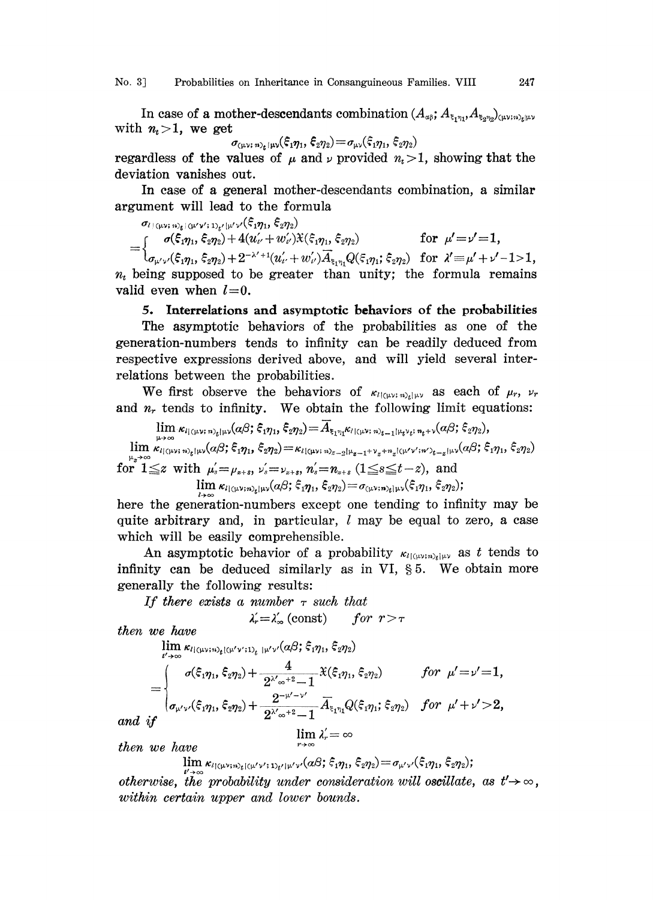In case of a mother-descendants combination $(A_{\alpha\beta};\ A_{\xi_1\eta_1}A_{\xi_2\eta_2})_{(\mu\nu;\,n)_t|\mu\nu}$ with $n_t>1$, we get

$$\sigma_{(\mu\nu;\,n)_t|\mu\nu}(\xi_1\eta_1,\ \xi_2\eta_2)=\sigma_{\mu\nu}(\xi_1\eta_1,\ \xi_2\eta_2)$$

regardless of the values of $\mu$ and $\nu$ provided $n_t>1$, showing that the deviation vanishes out.

In case of a general mother-descendants combination, a similar argument will lead to the formula

$$\sigma_{l\,|\,(\mu\nu;\,n)_t\,|\,(\mu'\nu';\,1)_{t'}|\mu'\nu'}(\xi_1\eta_1,\ \xi_2\eta_2)$$
$$=\begin{cases}\sigma(\xi_1\eta_1,\ \xi_2\eta_2)+4(u'_{t'}+w'_{t'})\mathfrak{X}(\xi_1\eta_1,\ \xi_2\eta_2) & \text{for } \mu'=\nu'=1,\\ \sigma_{\mu'\nu'}(\xi_1\eta_1,\ \xi_2\eta_2)+2^{-\lambda'+1}(u'_{t'}+w'_{t'})\overline{A}_{\xi_1\eta_1}Q(\xi_1\eta_1;\ \xi_2\eta_2) & \text{for } \lambda'\equiv\mu'+\nu'-1>1,\end{cases}$$

$n_t$ being supposed to be greater than unity; the formula remains valid even when $l=0$.

## 5. Interrelations and asymptotic behaviors of the probabilities

The asymptotic behaviors of the probabilities as one of the generation-numbers tends to infinity can be readily deduced from respective expressions derived above, and will yield several interrelations between the probabilities.

We first observe the behaviors of $\kappa_{l|(\mu\nu;\,n)_t|\mu\nu}$ as each of $\mu_r$, $\nu_r$ and $n_r$ tends to infinity. We obtain the following limit equations:

$$\lim_{\mu\to\infty}\kappa_{l|(\mu\nu;\,n)_t|\mu\nu}(\alpha\beta;\ \xi_1\eta_1,\ \xi_2\eta_2)=\overline{A}_{\xi_1\eta_1}\kappa_{l|(\mu\nu;\,n)_{t-1}|\mu_t\nu_t;\,n_t+\nu}(\alpha\beta;\ \xi_2\eta_2),$$

$$\lim_{\mu_z\to\infty}\kappa_{l|(\mu\nu;\,n)_t|\mu\nu}(\alpha\beta;\ \xi_1\eta_1,\ \xi_2\eta_2)=\kappa_{l|(\mu\nu;\,n)_{z-2}|\mu_{z-1}+\nu_z+n_z|(\mu'\nu';\,n')_{t-z}|\mu\nu}(\alpha\beta;\ \xi_1\eta_1,\ \xi_2\eta_2)$$

for $1\leqq z$ with $\mu'_s=\mu_{z+s}$, $\nu'_s=\nu_{z+s}$, $n'_s=n_{z+s}$ $(1\leqq s\leqq t-z)$, and

$$\lim_{l\to\infty}\kappa_{l|(\mu\nu;n)_t|\mu\nu}(\alpha\beta;\ \xi_1\eta_1,\ \xi_2\eta_2)=\sigma_{(\mu\nu;n)_t|\mu\nu}(\xi_1\eta_1,\ \xi_2\eta_2);$$

here the generation-numbers except one tending to infinity may be quite arbitrary and, in particular, $l$ may be equal to zero, a case which will be easily comprehensible.

An asymptotic behavior of a probability $\kappa_{l|(\mu\nu;n)_t|\mu\nu}$ as $t$ tends to infinity can be deduced similarly as in VI, § 5. We obtain more generally the following results:

*If there exists a number $\tau$ such that*

$$\lambda'_r=\lambda'_\infty\ (\text{const})\qquad \textit{for } r>\tau$$

*then we have*

$$\lim_{t'\to\infty}\kappa_{l|(\mu\nu;n)_t|(\mu'\nu';1)_t\,|\mu'\nu'}(\alpha\beta;\ \xi_1\eta_1,\ \xi_2\eta_2)$$
$$=\begin{cases}\sigma(\xi_1\eta_1,\ \xi_2\eta_2)+\dfrac{4}{2^{\lambda'_\infty+2}-1}\mathfrak{X}(\xi_1\eta_1,\ \xi_2\eta_2) & \textit{for } \mu'=\nu'=1,\\ \sigma_{\mu'\nu'}(\xi_1\eta_1,\ \xi_2\eta_2)+\dfrac{2^{-\mu'-\nu'}}{2^{\lambda'_\infty+2}-1}\overline{A}_{\xi_1\eta_1}Q(\xi_1\eta_1;\ \xi_2\eta_2) & \textit{for } \mu'+\nu'>2,\end{cases}$$

*and if*

$$\lim_{r\to\infty}\lambda'_r=\infty$$

*then we have*

$$\lim_{t'\to\infty}\kappa_{l|(\mu\nu;n)_t|(\mu'\nu';\,1)_{t'}|\mu'\nu'}(\alpha\beta;\ \xi_1\eta_1,\ \xi_2\eta_2)=\sigma_{\mu'\nu'}(\xi_1\eta_1,\ \xi_2\eta_2);$$

*otherwise, the probability under consideration will oscillate, as $t'\to\infty$, within certain upper and lower bounds.*